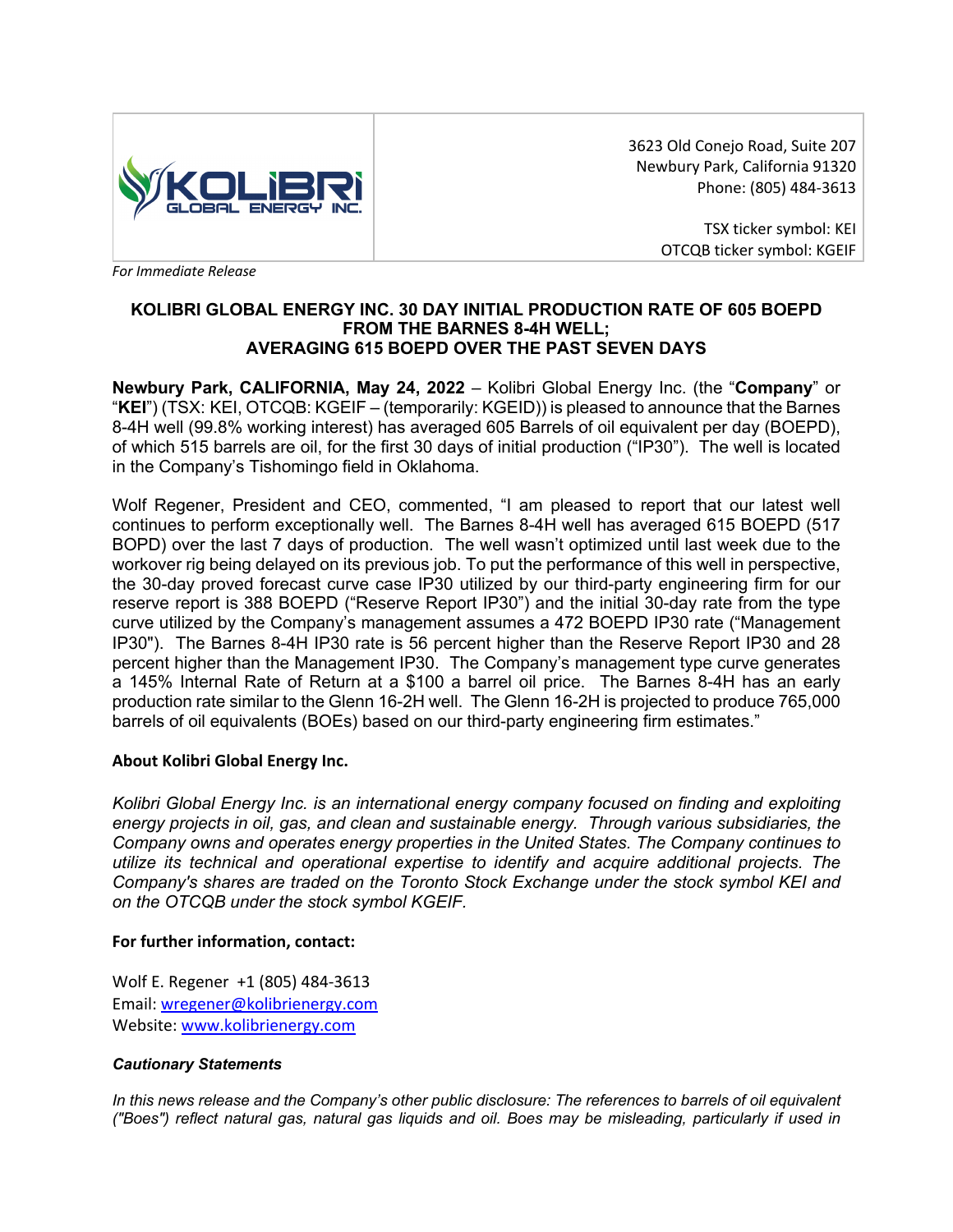KOLIBRI GLOBAL ENERGY INC.

3623 Old Conejo Road, Suite 207
Newbury Park, California 91320
Phone: (805) 484-3613

TSX ticker symbol: KEI
OTCQB ticker symbol: KGEIF

*For Immediate Release*

## KOLIBRI GLOBAL ENERGY INC. 30 DAY INITIAL PRODUCTION RATE OF 605 BOEPD FROM THE BARNES 8-4H WELL; AVERAGING 615 BOEPD OVER THE PAST SEVEN DAYS

**Newbury Park, CALIFORNIA, May 24, 2022** – Kolibri Global Energy Inc. (the "**Company**" or "**KEI**") (TSX: KEI, OTCQB: KGEIF – (temporarily: KGEID)) is pleased to announce that the Barnes 8-4H well (99.8% working interest) has averaged 605 Barrels of oil equivalent per day (BOEPD), of which 515 barrels are oil, for the first 30 days of initial production ("IP30"). The well is located in the Company's Tishomingo field in Oklahoma.

Wolf Regener, President and CEO, commented, "I am pleased to report that our latest well continues to perform exceptionally well. The Barnes 8-4H well has averaged 615 BOEPD (517 BOPD) over the last 7 days of production. The well wasn't optimized until last week due to the workover rig being delayed on its previous job. To put the performance of this well in perspective, the 30-day proved forecast curve case IP30 utilized by our third-party engineering firm for our reserve report is 388 BOEPD ("Reserve Report IP30") and the initial 30-day rate from the type curve utilized by the Company's management assumes a 472 BOEPD IP30 rate ("Management IP30"). The Barnes 8-4H IP30 rate is 56 percent higher than the Reserve Report IP30 and 28 percent higher than the Management IP30. The Company's management type curve generates a 145% Internal Rate of Return at a $100 a barrel oil price. The Barnes 8-4H has an early production rate similar to the Glenn 16-2H well. The Glenn 16-2H is projected to produce 765,000 barrels of oil equivalents (BOEs) based on our third-party engineering firm estimates."

### About Kolibri Global Energy Inc.

*Kolibri Global Energy Inc. is an international energy company focused on finding and exploiting energy projects in oil, gas, and clean and sustainable energy. Through various subsidiaries, the Company owns and operates energy properties in the United States. The Company continues to utilize its technical and operational expertise to identify and acquire additional projects. The Company's shares are traded on the Toronto Stock Exchange under the stock symbol KEI and on the OTCQB under the stock symbol KGEIF.*

### For further information, contact:

Wolf E. Regener +1 (805) 484-3613
Email: wregener@kolibrienergy.com
Website: www.kolibrienergy.com

### *Cautionary Statements*

*In this news release and the Company's other public disclosure: The references to barrels of oil equivalent ("Boes") reflect natural gas, natural gas liquids and oil. Boes may be misleading, particularly if used in*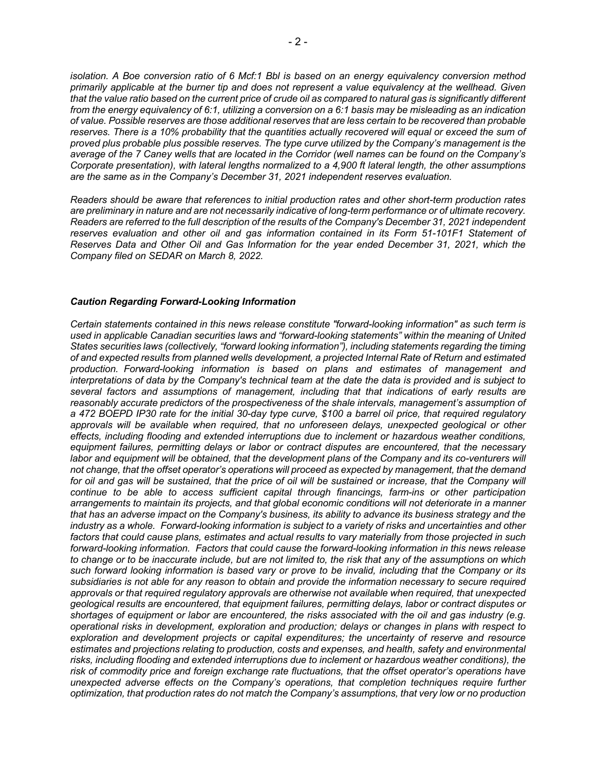*isolation. A Boe conversion ratio of 6 Mcf:1 Bbl is based on an energy equivalency conversion method primarily applicable at the burner tip and does not represent a value equivalency at the wellhead. Given that the value ratio based on the current price of crude oil as compared to natural gas is significantly different from the energy equivalency of 6:1, utilizing a conversion on a 6:1 basis may be misleading as an indication of value. Possible reserves are those additional reserves that are less certain to be recovered than probable reserves. There is a 10% probability that the quantities actually recovered will equal or exceed the sum of proved plus probable plus possible reserves. The type curve utilized by the Company's management is the average of the 7 Caney wells that are located in the Corridor (well names can be found on the Company's Corporate presentation), with lateral lengths normalized to a 4,900 ft lateral length, the other assumptions are the same as in the Company's December 31, 2021 independent reserves evaluation.*

*Readers should be aware that references to initial production rates and other short-term production rates are preliminary in nature and are not necessarily indicative of long-term performance or of ultimate recovery. Readers are referred to the full description of the results of the Company's December 31, 2021 independent reserves evaluation and other oil and gas information contained in its Form 51-101F1 Statement of Reserves Data and Other Oil and Gas Information for the year ended December 31, 2021, which the Company filed on SEDAR on March 8, 2022.*

***Caution Regarding Forward-Looking Information***

*Certain statements contained in this news release constitute "forward-looking information" as such term is used in applicable Canadian securities laws and "forward-looking statements" within the meaning of United States securities laws (collectively, "forward looking information"), including statements regarding the timing of and expected results from planned wells development, a projected Internal Rate of Return and estimated production. Forward-looking information is based on plans and estimates of management and interpretations of data by the Company's technical team at the date the data is provided and is subject to several factors and assumptions of management, including that that indications of early results are reasonably accurate predictors of the prospectiveness of the shale intervals, management's assumption of a 472 BOEPD IP30 rate for the initial 30-day type curve, $100 a barrel oil price, that required regulatory approvals will be available when required, that no unforeseen delays, unexpected geological or other effects, including flooding and extended interruptions due to inclement or hazardous weather conditions, equipment failures, permitting delays or labor or contract disputes are encountered, that the necessary labor and equipment will be obtained, that the development plans of the Company and its co-venturers will not change, that the offset operator's operations will proceed as expected by management, that the demand for oil and gas will be sustained, that the price of oil will be sustained or increase, that the Company will continue to be able to access sufficient capital through financings, farm-ins or other participation arrangements to maintain its projects, and that global economic conditions will not deteriorate in a manner that has an adverse impact on the Company's business, its ability to advance its business strategy and the industry as a whole. Forward-looking information is subject to a variety of risks and uncertainties and other factors that could cause plans, estimates and actual results to vary materially from those projected in such forward-looking information. Factors that could cause the forward-looking information in this news release to change or to be inaccurate include, but are not limited to, the risk that any of the assumptions on which such forward looking information is based vary or prove to be invalid, including that the Company or its subsidiaries is not able for any reason to obtain and provide the information necessary to secure required approvals or that required regulatory approvals are otherwise not available when required, that unexpected geological results are encountered, that equipment failures, permitting delays, labor or contract disputes or shortages of equipment or labor are encountered, the risks associated with the oil and gas industry (e.g. operational risks in development, exploration and production; delays or changes in plans with respect to exploration and development projects or capital expenditures; the uncertainty of reserve and resource estimates and projections relating to production, costs and expenses, and health, safety and environmental risks, including flooding and extended interruptions due to inclement or hazardous weather conditions), the risk of commodity price and foreign exchange rate fluctuations, that the offset operator's operations have unexpected adverse effects on the Company's operations, that completion techniques require further optimization, that production rates do not match the Company's assumptions, that very low or no production*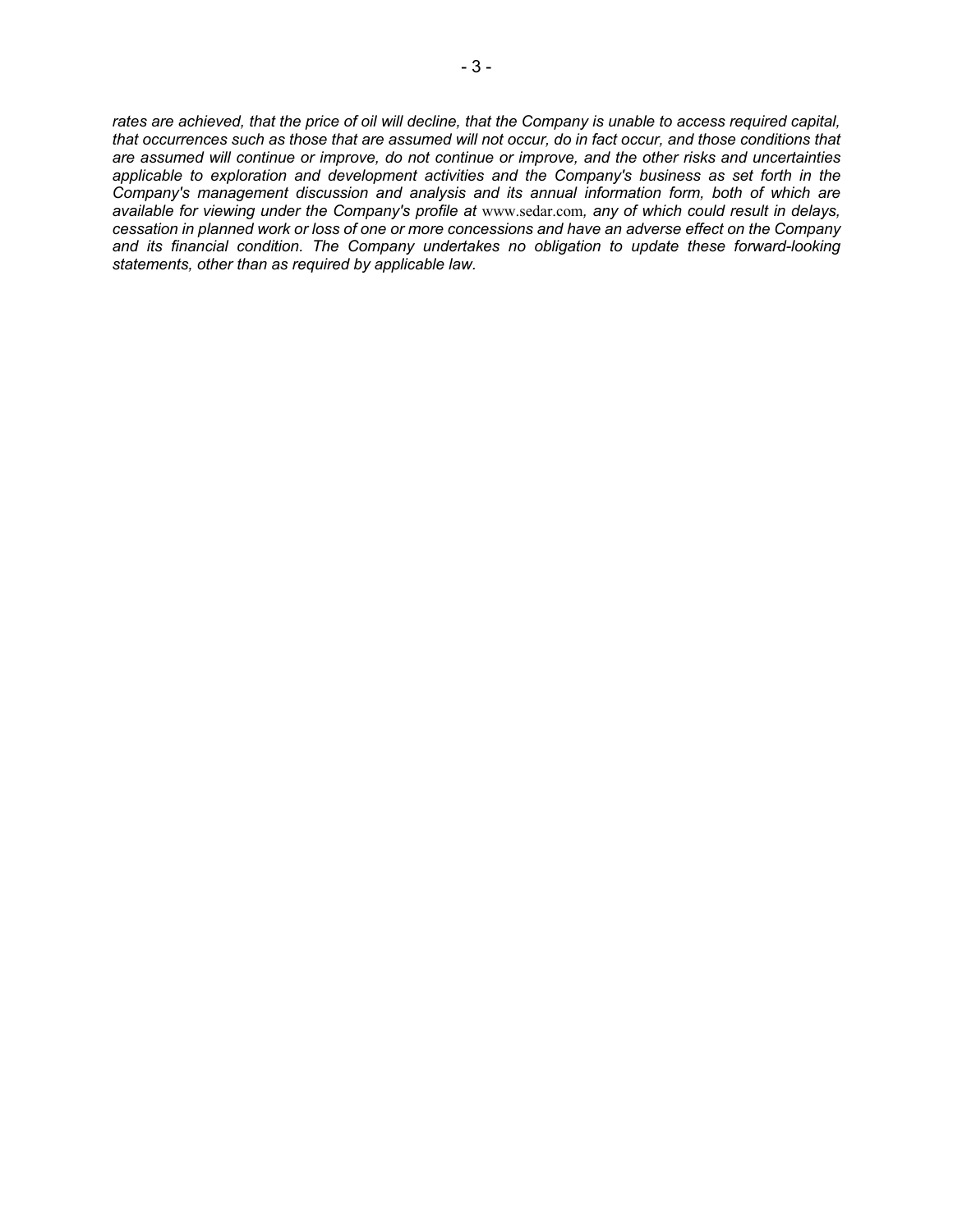*rates are achieved, that the price of oil will decline, that the Company is unable to access required capital, that occurrences such as those that are assumed will not occur, do in fact occur, and those conditions that are assumed will continue or improve, do not continue or improve, and the other risks and uncertainties applicable to exploration and development activities and the Company's business as set forth in the Company's management discussion and analysis and its annual information form, both of which are available for viewing under the Company's profile at* www.sedar.com*, any of which could result in delays, cessation in planned work or loss of one or more concessions and have an adverse effect on the Company and its financial condition. The Company undertakes no obligation to update these forward-looking statements, other than as required by applicable law.*